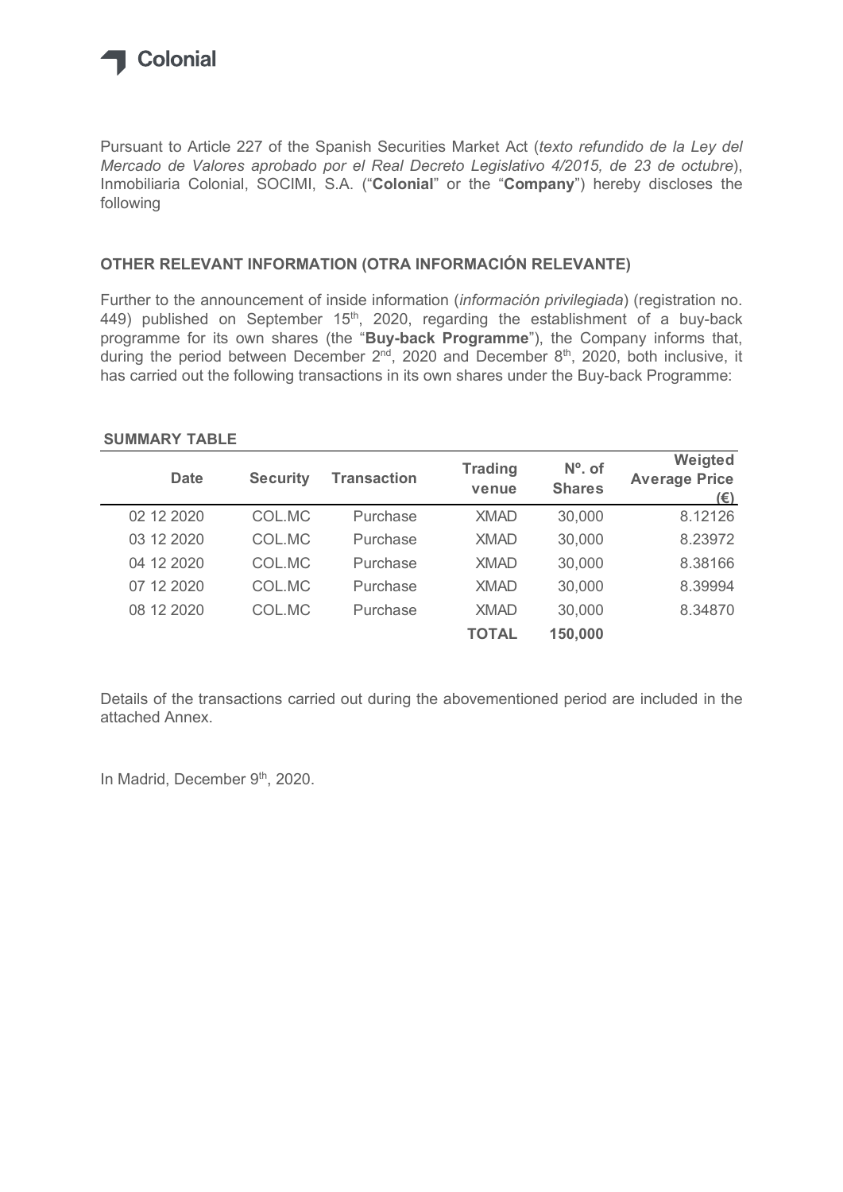Colonial

Pursuant to Article 227 of the Spanish Securities Market Act (*texto refundido de la Ley del Mercado de Valores aprobado por el Real Decreto Legislativo 4/2015, de 23 de octubre*), Inmobiliaria Colonial, SOCIMI, S.A. ("**Colonial**" or the "**Company**") hereby discloses the following

## OTHER RELEVANT INFORMATION (OTRA INFORMACIÓN RELEVANTE)

Further to the announcement of inside information (*información privilegiada*) (registration no. 449) published on September 15th, 2020, regarding the establishment of a buy-back programme for its own shares (the "**Buy-back Programme**"), the Company informs that, during the period between December 2nd, 2020 and December 8th, 2020, both inclusive, it has carried out the following transactions in its own shares under the Buy-back Programme:

**SUMMARY TABLE**

| Date | Security | Transaction | Trading venue | Nº. of Shares | Weigted Average Price (€) |
|---|---|---|---|---|---|
| 02 12 2020 | COL.MC | Purchase | XMAD | 30,000 | 8.12126 |
| 03 12 2020 | COL.MC | Purchase | XMAD | 30,000 | 8.23972 |
| 04 12 2020 | COL.MC | Purchase | XMAD | 30,000 | 8.38166 |
| 07 12 2020 | COL.MC | Purchase | XMAD | 30,000 | 8.39994 |
| 08 12 2020 | COL.MC | Purchase | XMAD | 30,000 | 8.34870 |
| | | | **TOTAL** | **150,000** | |

Details of the transactions carried out during the abovementioned period are included in the attached Annex.

In Madrid, December 9th, 2020.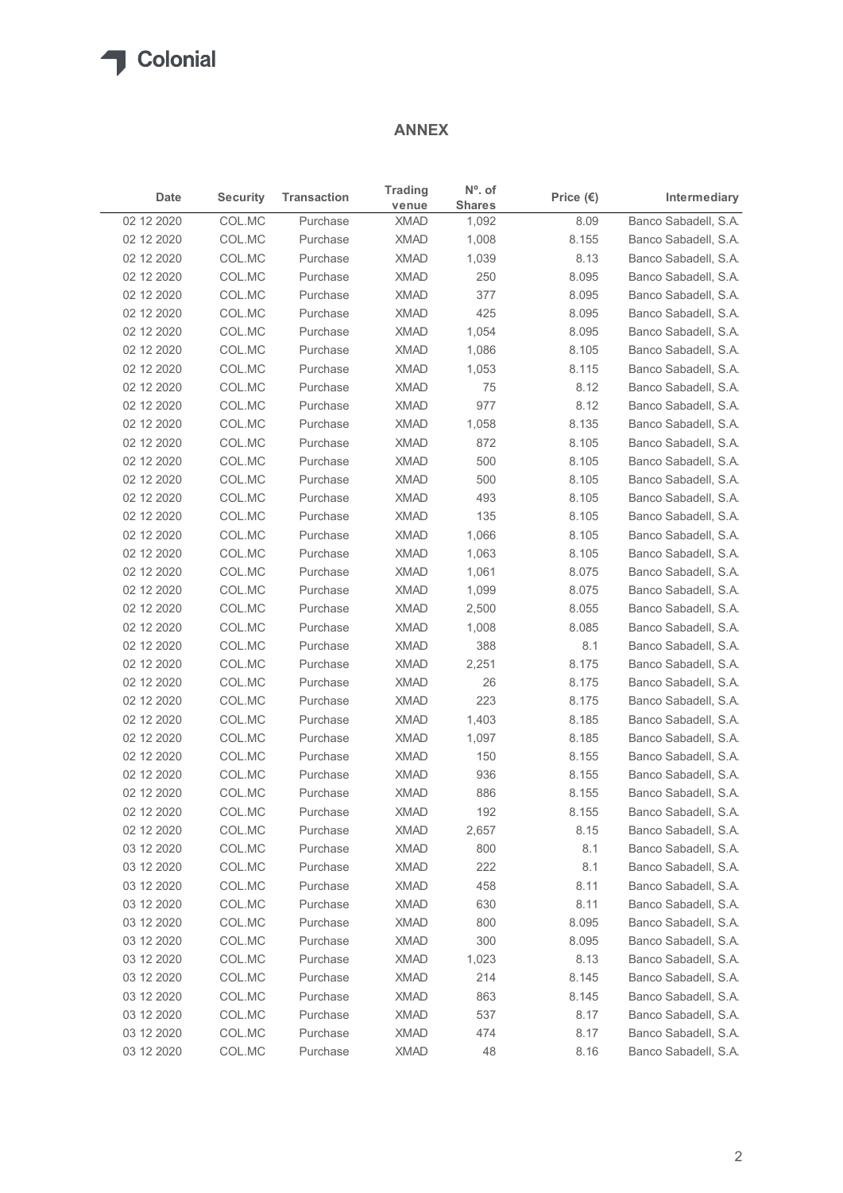## ANNEX

| Date | Security | Transaction | Trading venue | Nº. of Shares | Price (€) | Intermediary |
|---|---|---|---|---|---|---|
| 02 12 2020 | COL.MC | Purchase | XMAD | 1,092 | 8.09 | Banco Sabadell, S.A. |
| 02 12 2020 | COL.MC | Purchase | XMAD | 1,008 | 8.155 | Banco Sabadell, S.A. |
| 02 12 2020 | COL.MC | Purchase | XMAD | 1,039 | 8.13 | Banco Sabadell, S.A. |
| 02 12 2020 | COL.MC | Purchase | XMAD | 250 | 8.095 | Banco Sabadell, S.A. |
| 02 12 2020 | COL.MC | Purchase | XMAD | 377 | 8.095 | Banco Sabadell, S.A. |
| 02 12 2020 | COL.MC | Purchase | XMAD | 425 | 8.095 | Banco Sabadell, S.A. |
| 02 12 2020 | COL.MC | Purchase | XMAD | 1,054 | 8.095 | Banco Sabadell, S.A. |
| 02 12 2020 | COL.MC | Purchase | XMAD | 1,086 | 8.105 | Banco Sabadell, S.A. |
| 02 12 2020 | COL.MC | Purchase | XMAD | 1,053 | 8.115 | Banco Sabadell, S.A. |
| 02 12 2020 | COL.MC | Purchase | XMAD | 75 | 8.12 | Banco Sabadell, S.A. |
| 02 12 2020 | COL.MC | Purchase | XMAD | 977 | 8.12 | Banco Sabadell, S.A. |
| 02 12 2020 | COL.MC | Purchase | XMAD | 1,058 | 8.135 | Banco Sabadell, S.A. |
| 02 12 2020 | COL.MC | Purchase | XMAD | 872 | 8.105 | Banco Sabadell, S.A. |
| 02 12 2020 | COL.MC | Purchase | XMAD | 500 | 8.105 | Banco Sabadell, S.A. |
| 02 12 2020 | COL.MC | Purchase | XMAD | 500 | 8.105 | Banco Sabadell, S.A. |
| 02 12 2020 | COL.MC | Purchase | XMAD | 493 | 8.105 | Banco Sabadell, S.A. |
| 02 12 2020 | COL.MC | Purchase | XMAD | 135 | 8.105 | Banco Sabadell, S.A. |
| 02 12 2020 | COL.MC | Purchase | XMAD | 1,066 | 8.105 | Banco Sabadell, S.A. |
| 02 12 2020 | COL.MC | Purchase | XMAD | 1,063 | 8.105 | Banco Sabadell, S.A. |
| 02 12 2020 | COL.MC | Purchase | XMAD | 1,061 | 8.075 | Banco Sabadell, S.A. |
| 02 12 2020 | COL.MC | Purchase | XMAD | 1,099 | 8.075 | Banco Sabadell, S.A. |
| 02 12 2020 | COL.MC | Purchase | XMAD | 2,500 | 8.055 | Banco Sabadell, S.A. |
| 02 12 2020 | COL.MC | Purchase | XMAD | 1,008 | 8.085 | Banco Sabadell, S.A. |
| 02 12 2020 | COL.MC | Purchase | XMAD | 388 | 8.1 | Banco Sabadell, S.A. |
| 02 12 2020 | COL.MC | Purchase | XMAD | 2,251 | 8.175 | Banco Sabadell, S.A. |
| 02 12 2020 | COL.MC | Purchase | XMAD | 26 | 8.175 | Banco Sabadell, S.A. |
| 02 12 2020 | COL.MC | Purchase | XMAD | 223 | 8.175 | Banco Sabadell, S.A. |
| 02 12 2020 | COL.MC | Purchase | XMAD | 1,403 | 8.185 | Banco Sabadell, S.A. |
| 02 12 2020 | COL.MC | Purchase | XMAD | 1,097 | 8.185 | Banco Sabadell, S.A. |
| 02 12 2020 | COL.MC | Purchase | XMAD | 150 | 8.155 | Banco Sabadell, S.A. |
| 02 12 2020 | COL.MC | Purchase | XMAD | 936 | 8.155 | Banco Sabadell, S.A. |
| 02 12 2020 | COL.MC | Purchase | XMAD | 886 | 8.155 | Banco Sabadell, S.A. |
| 02 12 2020 | COL.MC | Purchase | XMAD | 192 | 8.155 | Banco Sabadell, S.A. |
| 02 12 2020 | COL.MC | Purchase | XMAD | 2,657 | 8.15 | Banco Sabadell, S.A. |
| 03 12 2020 | COL.MC | Purchase | XMAD | 800 | 8.1 | Banco Sabadell, S.A. |
| 03 12 2020 | COL.MC | Purchase | XMAD | 222 | 8.1 | Banco Sabadell, S.A. |
| 03 12 2020 | COL.MC | Purchase | XMAD | 458 | 8.11 | Banco Sabadell, S.A. |
| 03 12 2020 | COL.MC | Purchase | XMAD | 630 | 8.11 | Banco Sabadell, S.A. |
| 03 12 2020 | COL.MC | Purchase | XMAD | 800 | 8.095 | Banco Sabadell, S.A. |
| 03 12 2020 | COL.MC | Purchase | XMAD | 300 | 8.095 | Banco Sabadell, S.A. |
| 03 12 2020 | COL.MC | Purchase | XMAD | 1,023 | 8.13 | Banco Sabadell, S.A. |
| 03 12 2020 | COL.MC | Purchase | XMAD | 214 | 8.145 | Banco Sabadell, S.A. |
| 03 12 2020 | COL.MC | Purchase | XMAD | 863 | 8.145 | Banco Sabadell, S.A. |
| 03 12 2020 | COL.MC | Purchase | XMAD | 537 | 8.17 | Banco Sabadell, S.A. |
| 03 12 2020 | COL.MC | Purchase | XMAD | 474 | 8.17 | Banco Sabadell, S.A. |
| 03 12 2020 | COL.MC | Purchase | XMAD | 48 | 8.16 | Banco Sabadell, S.A. |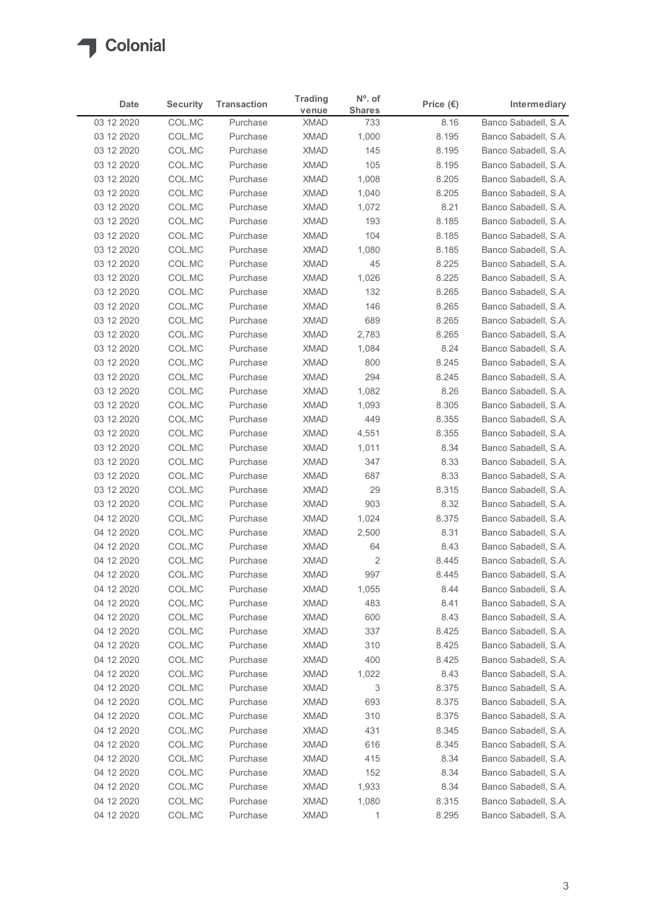# Colonial

| Date | Security | Transaction | Trading venue | Nº. of Shares | Price (€) | Intermediary |
|---|---|---|---|---|---|---|
| 03 12 2020 | COL.MC | Purchase | XMAD | 733 | 8.16 | Banco Sabadell, S.A. |
| 03 12 2020 | COL.MC | Purchase | XMAD | 1,000 | 8.195 | Banco Sabadell, S.A. |
| 03 12 2020 | COL.MC | Purchase | XMAD | 145 | 8.195 | Banco Sabadell, S.A. |
| 03 12 2020 | COL.MC | Purchase | XMAD | 105 | 8.195 | Banco Sabadell, S.A. |
| 03 12 2020 | COL.MC | Purchase | XMAD | 1,008 | 8.205 | Banco Sabadell, S.A. |
| 03 12 2020 | COL.MC | Purchase | XMAD | 1,040 | 8.205 | Banco Sabadell, S.A. |
| 03 12 2020 | COL.MC | Purchase | XMAD | 1,072 | 8.21 | Banco Sabadell, S.A. |
| 03 12 2020 | COL.MC | Purchase | XMAD | 193 | 8.185 | Banco Sabadell, S.A. |
| 03 12 2020 | COL.MC | Purchase | XMAD | 104 | 8.185 | Banco Sabadell, S.A. |
| 03 12 2020 | COL.MC | Purchase | XMAD | 1,080 | 8.185 | Banco Sabadell, S.A. |
| 03 12 2020 | COL.MC | Purchase | XMAD | 45 | 8.225 | Banco Sabadell, S.A. |
| 03 12 2020 | COL.MC | Purchase | XMAD | 1,026 | 8.225 | Banco Sabadell, S.A. |
| 03 12 2020 | COL.MC | Purchase | XMAD | 132 | 8.265 | Banco Sabadell, S.A. |
| 03 12 2020 | COL.MC | Purchase | XMAD | 146 | 8.265 | Banco Sabadell, S.A. |
| 03 12 2020 | COL.MC | Purchase | XMAD | 689 | 8.265 | Banco Sabadell, S.A. |
| 03 12 2020 | COL.MC | Purchase | XMAD | 2,783 | 8.265 | Banco Sabadell, S.A. |
| 03 12 2020 | COL.MC | Purchase | XMAD | 1,084 | 8.24 | Banco Sabadell, S.A. |
| 03 12 2020 | COL.MC | Purchase | XMAD | 800 | 8.245 | Banco Sabadell, S.A. |
| 03 12 2020 | COL.MC | Purchase | XMAD | 294 | 8.245 | Banco Sabadell, S.A. |
| 03 12 2020 | COL.MC | Purchase | XMAD | 1,082 | 8.26 | Banco Sabadell, S.A. |
| 03 12 2020 | COL.MC | Purchase | XMAD | 1,093 | 8.305 | Banco Sabadell, S.A. |
| 03 12 2020 | COL.MC | Purchase | XMAD | 449 | 8.355 | Banco Sabadell, S.A. |
| 03 12 2020 | COL.MC | Purchase | XMAD | 4,551 | 8.355 | Banco Sabadell, S.A. |
| 03 12 2020 | COL.MC | Purchase | XMAD | 1,011 | 8.34 | Banco Sabadell, S.A. |
| 03 12 2020 | COL.MC | Purchase | XMAD | 347 | 8.33 | Banco Sabadell, S.A. |
| 03 12 2020 | COL.MC | Purchase | XMAD | 687 | 8.33 | Banco Sabadell, S.A. |
| 03 12 2020 | COL.MC | Purchase | XMAD | 29 | 8.315 | Banco Sabadell, S.A. |
| 03 12 2020 | COL.MC | Purchase | XMAD | 903 | 8.32 | Banco Sabadell, S.A. |
| 04 12 2020 | COL.MC | Purchase | XMAD | 1,024 | 8.375 | Banco Sabadell, S.A. |
| 04 12 2020 | COL.MC | Purchase | XMAD | 2,500 | 8.31 | Banco Sabadell, S.A. |
| 04 12 2020 | COL.MC | Purchase | XMAD | 64 | 8.43 | Banco Sabadell, S.A. |
| 04 12 2020 | COL.MC | Purchase | XMAD | 2 | 8.445 | Banco Sabadell, S.A. |
| 04 12 2020 | COL.MC | Purchase | XMAD | 997 | 8.445 | Banco Sabadell, S.A. |
| 04 12 2020 | COL.MC | Purchase | XMAD | 1,055 | 8.44 | Banco Sabadell, S.A. |
| 04 12 2020 | COL.MC | Purchase | XMAD | 483 | 8.41 | Banco Sabadell, S.A. |
| 04 12 2020 | COL.MC | Purchase | XMAD | 600 | 8.43 | Banco Sabadell, S.A. |
| 04 12 2020 | COL.MC | Purchase | XMAD | 337 | 8.425 | Banco Sabadell, S.A. |
| 04 12 2020 | COL.MC | Purchase | XMAD | 310 | 8.425 | Banco Sabadell, S.A. |
| 04 12 2020 | COL.MC | Purchase | XMAD | 400 | 8.425 | Banco Sabadell, S.A. |
| 04 12 2020 | COL.MC | Purchase | XMAD | 1,022 | 8.43 | Banco Sabadell, S.A. |
| 04 12 2020 | COL.MC | Purchase | XMAD | 3 | 8.375 | Banco Sabadell, S.A. |
| 04 12 2020 | COL.MC | Purchase | XMAD | 693 | 8.375 | Banco Sabadell, S.A. |
| 04 12 2020 | COL.MC | Purchase | XMAD | 310 | 8.375 | Banco Sabadell, S.A. |
| 04 12 2020 | COL.MC | Purchase | XMAD | 431 | 8.345 | Banco Sabadell, S.A. |
| 04 12 2020 | COL.MC | Purchase | XMAD | 616 | 8.345 | Banco Sabadell, S.A. |
| 04 12 2020 | COL.MC | Purchase | XMAD | 415 | 8.34 | Banco Sabadell, S.A. |
| 04 12 2020 | COL.MC | Purchase | XMAD | 152 | 8.34 | Banco Sabadell, S.A. |
| 04 12 2020 | COL.MC | Purchase | XMAD | 1,933 | 8.34 | Banco Sabadell, S.A. |
| 04 12 2020 | COL.MC | Purchase | XMAD | 1,080 | 8.315 | Banco Sabadell, S.A. |
| 04 12 2020 | COL.MC | Purchase | XMAD | 1 | 8.295 | Banco Sabadell, S.A. |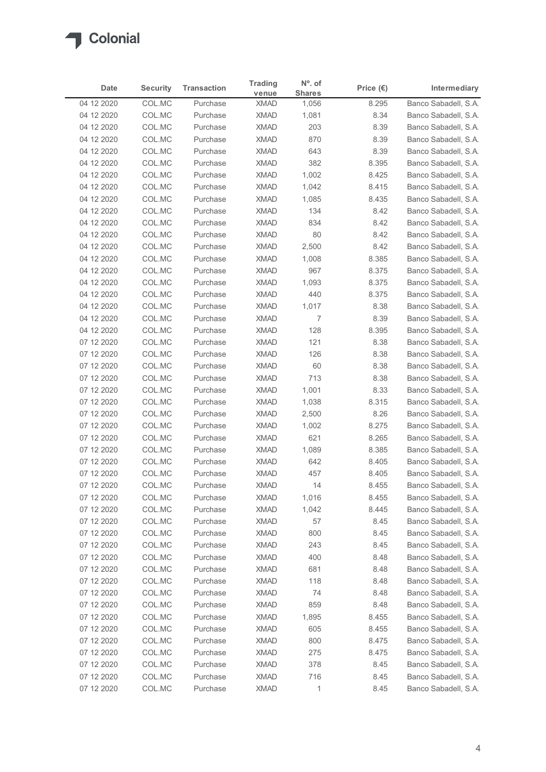| Date | Security | Transaction | Trading venue | Nº. of Shares | Price (€) | Intermediary |
|---|---|---|---|---|---|---|
| 04 12 2020 | COL.MC | Purchase | XMAD | 1,056 | 8.295 | Banco Sabadell, S.A. |
| 04 12 2020 | COL.MC | Purchase | XMAD | 1,081 | 8.34 | Banco Sabadell, S.A. |
| 04 12 2020 | COL.MC | Purchase | XMAD | 203 | 8.39 | Banco Sabadell, S.A. |
| 04 12 2020 | COL.MC | Purchase | XMAD | 870 | 8.39 | Banco Sabadell, S.A. |
| 04 12 2020 | COL.MC | Purchase | XMAD | 643 | 8.39 | Banco Sabadell, S.A. |
| 04 12 2020 | COL.MC | Purchase | XMAD | 382 | 8.395 | Banco Sabadell, S.A. |
| 04 12 2020 | COL.MC | Purchase | XMAD | 1,002 | 8.425 | Banco Sabadell, S.A. |
| 04 12 2020 | COL.MC | Purchase | XMAD | 1,042 | 8.415 | Banco Sabadell, S.A. |
| 04 12 2020 | COL.MC | Purchase | XMAD | 1,085 | 8.435 | Banco Sabadell, S.A. |
| 04 12 2020 | COL.MC | Purchase | XMAD | 134 | 8.42 | Banco Sabadell, S.A. |
| 04 12 2020 | COL.MC | Purchase | XMAD | 834 | 8.42 | Banco Sabadell, S.A. |
| 04 12 2020 | COL.MC | Purchase | XMAD | 80 | 8.42 | Banco Sabadell, S.A. |
| 04 12 2020 | COL.MC | Purchase | XMAD | 2,500 | 8.42 | Banco Sabadell, S.A. |
| 04 12 2020 | COL.MC | Purchase | XMAD | 1,008 | 8.385 | Banco Sabadell, S.A. |
| 04 12 2020 | COL.MC | Purchase | XMAD | 967 | 8.375 | Banco Sabadell, S.A. |
| 04 12 2020 | COL.MC | Purchase | XMAD | 1,093 | 8.375 | Banco Sabadell, S.A. |
| 04 12 2020 | COL.MC | Purchase | XMAD | 440 | 8.375 | Banco Sabadell, S.A. |
| 04 12 2020 | COL.MC | Purchase | XMAD | 1,017 | 8.38 | Banco Sabadell, S.A. |
| 04 12 2020 | COL.MC | Purchase | XMAD | 7 | 8.39 | Banco Sabadell, S.A. |
| 04 12 2020 | COL.MC | Purchase | XMAD | 128 | 8.395 | Banco Sabadell, S.A. |
| 07 12 2020 | COL.MC | Purchase | XMAD | 121 | 8.38 | Banco Sabadell, S.A. |
| 07 12 2020 | COL.MC | Purchase | XMAD | 126 | 8.38 | Banco Sabadell, S.A. |
| 07 12 2020 | COL.MC | Purchase | XMAD | 60 | 8.38 | Banco Sabadell, S.A. |
| 07 12 2020 | COL.MC | Purchase | XMAD | 713 | 8.38 | Banco Sabadell, S.A. |
| 07 12 2020 | COL.MC | Purchase | XMAD | 1,001 | 8.33 | Banco Sabadell, S.A. |
| 07 12 2020 | COL.MC | Purchase | XMAD | 1,038 | 8.315 | Banco Sabadell, S.A. |
| 07 12 2020 | COL.MC | Purchase | XMAD | 2,500 | 8.26 | Banco Sabadell, S.A. |
| 07 12 2020 | COL.MC | Purchase | XMAD | 1,002 | 8.275 | Banco Sabadell, S.A. |
| 07 12 2020 | COL.MC | Purchase | XMAD | 621 | 8.265 | Banco Sabadell, S.A. |
| 07 12 2020 | COL.MC | Purchase | XMAD | 1,089 | 8.385 | Banco Sabadell, S.A. |
| 07 12 2020 | COL.MC | Purchase | XMAD | 642 | 8.405 | Banco Sabadell, S.A. |
| 07 12 2020 | COL.MC | Purchase | XMAD | 457 | 8.405 | Banco Sabadell, S.A. |
| 07 12 2020 | COL.MC | Purchase | XMAD | 14 | 8.455 | Banco Sabadell, S.A. |
| 07 12 2020 | COL.MC | Purchase | XMAD | 1,016 | 8.455 | Banco Sabadell, S.A. |
| 07 12 2020 | COL.MC | Purchase | XMAD | 1,042 | 8.445 | Banco Sabadell, S.A. |
| 07 12 2020 | COL.MC | Purchase | XMAD | 57 | 8.45 | Banco Sabadell, S.A. |
| 07 12 2020 | COL.MC | Purchase | XMAD | 800 | 8.45 | Banco Sabadell, S.A. |
| 07 12 2020 | COL.MC | Purchase | XMAD | 243 | 8.45 | Banco Sabadell, S.A. |
| 07 12 2020 | COL.MC | Purchase | XMAD | 400 | 8.48 | Banco Sabadell, S.A. |
| 07 12 2020 | COL.MC | Purchase | XMAD | 681 | 8.48 | Banco Sabadell, S.A. |
| 07 12 2020 | COL.MC | Purchase | XMAD | 118 | 8.48 | Banco Sabadell, S.A. |
| 07 12 2020 | COL.MC | Purchase | XMAD | 74 | 8.48 | Banco Sabadell, S.A. |
| 07 12 2020 | COL.MC | Purchase | XMAD | 859 | 8.48 | Banco Sabadell, S.A. |
| 07 12 2020 | COL.MC | Purchase | XMAD | 1,895 | 8.455 | Banco Sabadell, S.A. |
| 07 12 2020 | COL.MC | Purchase | XMAD | 605 | 8.455 | Banco Sabadell, S.A. |
| 07 12 2020 | COL.MC | Purchase | XMAD | 800 | 8.475 | Banco Sabadell, S.A. |
| 07 12 2020 | COL.MC | Purchase | XMAD | 275 | 8.475 | Banco Sabadell, S.A. |
| 07 12 2020 | COL.MC | Purchase | XMAD | 378 | 8.45 | Banco Sabadell, S.A. |
| 07 12 2020 | COL.MC | Purchase | XMAD | 716 | 8.45 | Banco Sabadell, S.A. |
| 07 12 2020 | COL.MC | Purchase | XMAD | 1 | 8.45 | Banco Sabadell, S.A. |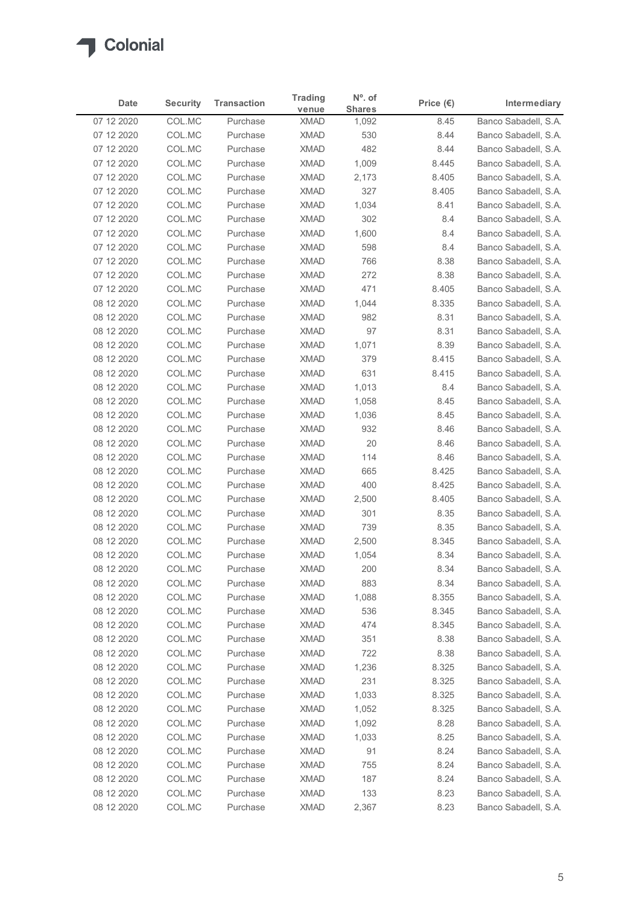| Date | Security | Transaction | Trading venue | Nº. of Shares | Price (€) | Intermediary |
|---|---|---|---|---|---|---|
| 07 12 2020 | COL.MC | Purchase | XMAD | 1,092 | 8.45 | Banco Sabadell, S.A. |
| 07 12 2020 | COL.MC | Purchase | XMAD | 530 | 8.44 | Banco Sabadell, S.A. |
| 07 12 2020 | COL.MC | Purchase | XMAD | 482 | 8.44 | Banco Sabadell, S.A. |
| 07 12 2020 | COL.MC | Purchase | XMAD | 1,009 | 8.445 | Banco Sabadell, S.A. |
| 07 12 2020 | COL.MC | Purchase | XMAD | 2,173 | 8.405 | Banco Sabadell, S.A. |
| 07 12 2020 | COL.MC | Purchase | XMAD | 327 | 8.405 | Banco Sabadell, S.A. |
| 07 12 2020 | COL.MC | Purchase | XMAD | 1,034 | 8.41 | Banco Sabadell, S.A. |
| 07 12 2020 | COL.MC | Purchase | XMAD | 302 | 8.4 | Banco Sabadell, S.A. |
| 07 12 2020 | COL.MC | Purchase | XMAD | 1,600 | 8.4 | Banco Sabadell, S.A. |
| 07 12 2020 | COL.MC | Purchase | XMAD | 598 | 8.4 | Banco Sabadell, S.A. |
| 07 12 2020 | COL.MC | Purchase | XMAD | 766 | 8.38 | Banco Sabadell, S.A. |
| 07 12 2020 | COL.MC | Purchase | XMAD | 272 | 8.38 | Banco Sabadell, S.A. |
| 07 12 2020 | COL.MC | Purchase | XMAD | 471 | 8.405 | Banco Sabadell, S.A. |
| 08 12 2020 | COL.MC | Purchase | XMAD | 1,044 | 8.335 | Banco Sabadell, S.A. |
| 08 12 2020 | COL.MC | Purchase | XMAD | 982 | 8.31 | Banco Sabadell, S.A. |
| 08 12 2020 | COL.MC | Purchase | XMAD | 97 | 8.31 | Banco Sabadell, S.A. |
| 08 12 2020 | COL.MC | Purchase | XMAD | 1,071 | 8.39 | Banco Sabadell, S.A. |
| 08 12 2020 | COL.MC | Purchase | XMAD | 379 | 8.415 | Banco Sabadell, S.A. |
| 08 12 2020 | COL.MC | Purchase | XMAD | 631 | 8.415 | Banco Sabadell, S.A. |
| 08 12 2020 | COL.MC | Purchase | XMAD | 1,013 | 8.4 | Banco Sabadell, S.A. |
| 08 12 2020 | COL.MC | Purchase | XMAD | 1,058 | 8.45 | Banco Sabadell, S.A. |
| 08 12 2020 | COL.MC | Purchase | XMAD | 1,036 | 8.45 | Banco Sabadell, S.A. |
| 08 12 2020 | COL.MC | Purchase | XMAD | 932 | 8.46 | Banco Sabadell, S.A. |
| 08 12 2020 | COL.MC | Purchase | XMAD | 20 | 8.46 | Banco Sabadell, S.A. |
| 08 12 2020 | COL.MC | Purchase | XMAD | 114 | 8.46 | Banco Sabadell, S.A. |
| 08 12 2020 | COL.MC | Purchase | XMAD | 665 | 8.425 | Banco Sabadell, S.A. |
| 08 12 2020 | COL.MC | Purchase | XMAD | 400 | 8.425 | Banco Sabadell, S.A. |
| 08 12 2020 | COL.MC | Purchase | XMAD | 2,500 | 8.405 | Banco Sabadell, S.A. |
| 08 12 2020 | COL.MC | Purchase | XMAD | 301 | 8.35 | Banco Sabadell, S.A. |
| 08 12 2020 | COL.MC | Purchase | XMAD | 739 | 8.35 | Banco Sabadell, S.A. |
| 08 12 2020 | COL.MC | Purchase | XMAD | 2,500 | 8.345 | Banco Sabadell, S.A. |
| 08 12 2020 | COL.MC | Purchase | XMAD | 1,054 | 8.34 | Banco Sabadell, S.A. |
| 08 12 2020 | COL.MC | Purchase | XMAD | 200 | 8.34 | Banco Sabadell, S.A. |
| 08 12 2020 | COL.MC | Purchase | XMAD | 883 | 8.34 | Banco Sabadell, S.A. |
| 08 12 2020 | COL.MC | Purchase | XMAD | 1,088 | 8.355 | Banco Sabadell, S.A. |
| 08 12 2020 | COL.MC | Purchase | XMAD | 536 | 8.345 | Banco Sabadell, S.A. |
| 08 12 2020 | COL.MC | Purchase | XMAD | 474 | 8.345 | Banco Sabadell, S.A. |
| 08 12 2020 | COL.MC | Purchase | XMAD | 351 | 8.38 | Banco Sabadell, S.A. |
| 08 12 2020 | COL.MC | Purchase | XMAD | 722 | 8.38 | Banco Sabadell, S.A. |
| 08 12 2020 | COL.MC | Purchase | XMAD | 1,236 | 8.325 | Banco Sabadell, S.A. |
| 08 12 2020 | COL.MC | Purchase | XMAD | 231 | 8.325 | Banco Sabadell, S.A. |
| 08 12 2020 | COL.MC | Purchase | XMAD | 1,033 | 8.325 | Banco Sabadell, S.A. |
| 08 12 2020 | COL.MC | Purchase | XMAD | 1,052 | 8.325 | Banco Sabadell, S.A. |
| 08 12 2020 | COL.MC | Purchase | XMAD | 1,092 | 8.28 | Banco Sabadell, S.A. |
| 08 12 2020 | COL.MC | Purchase | XMAD | 1,033 | 8.25 | Banco Sabadell, S.A. |
| 08 12 2020 | COL.MC | Purchase | XMAD | 91 | 8.24 | Banco Sabadell, S.A. |
| 08 12 2020 | COL.MC | Purchase | XMAD | 755 | 8.24 | Banco Sabadell, S.A. |
| 08 12 2020 | COL.MC | Purchase | XMAD | 187 | 8.24 | Banco Sabadell, S.A. |
| 08 12 2020 | COL.MC | Purchase | XMAD | 133 | 8.23 | Banco Sabadell, S.A. |
| 08 12 2020 | COL.MC | Purchase | XMAD | 2,367 | 8.23 | Banco Sabadell, S.A. |